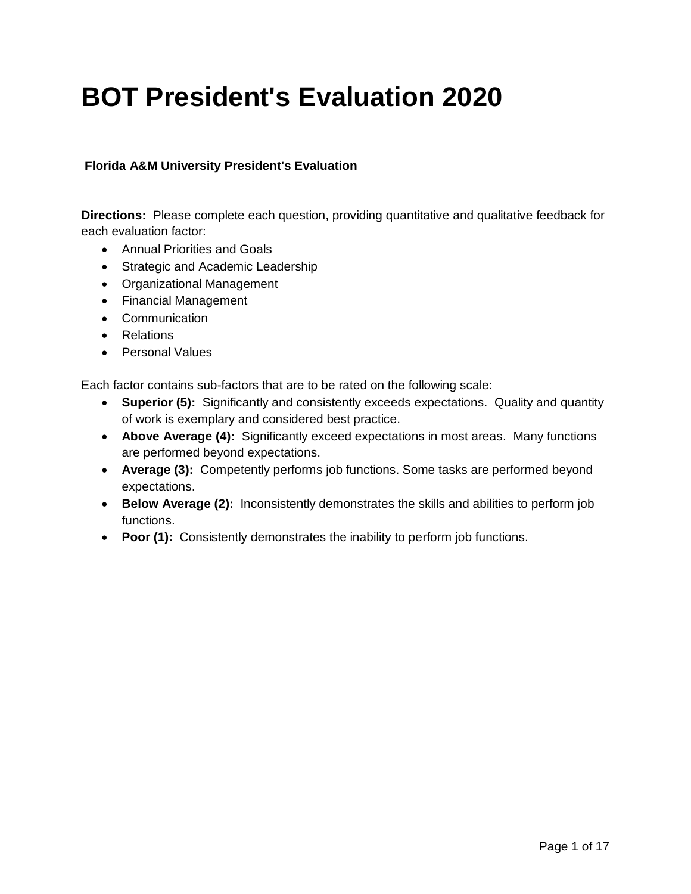# BOT President's Evaluation 2020

**Florida A&M University President's Evaluation**

**Directions:** Please complete each question, providing quantitative and qualitative feedback for each evaluation factor:

- Annual Priorities and Goals
- Strategic and Academic Leadership
- Organizational Management
- Financial Management
- Communication
- Relations
- Personal Values

Each factor contains sub-factors that are to be rated on the following scale:

- **Superior (5):** Significantly and consistently exceeds expectations. Quality and quantity of work is exemplary and considered best practice.
- **Above Average (4):** Significantly exceed expectations in most areas. Many functions are performed beyond expectations.
- **Average (3):** Competently performs job functions. Some tasks are performed beyond expectations.
- **Below Average (2):** Inconsistently demonstrates the skills and abilities to perform job functions.
- **Poor (1):** Consistently demonstrates the inability to perform job functions.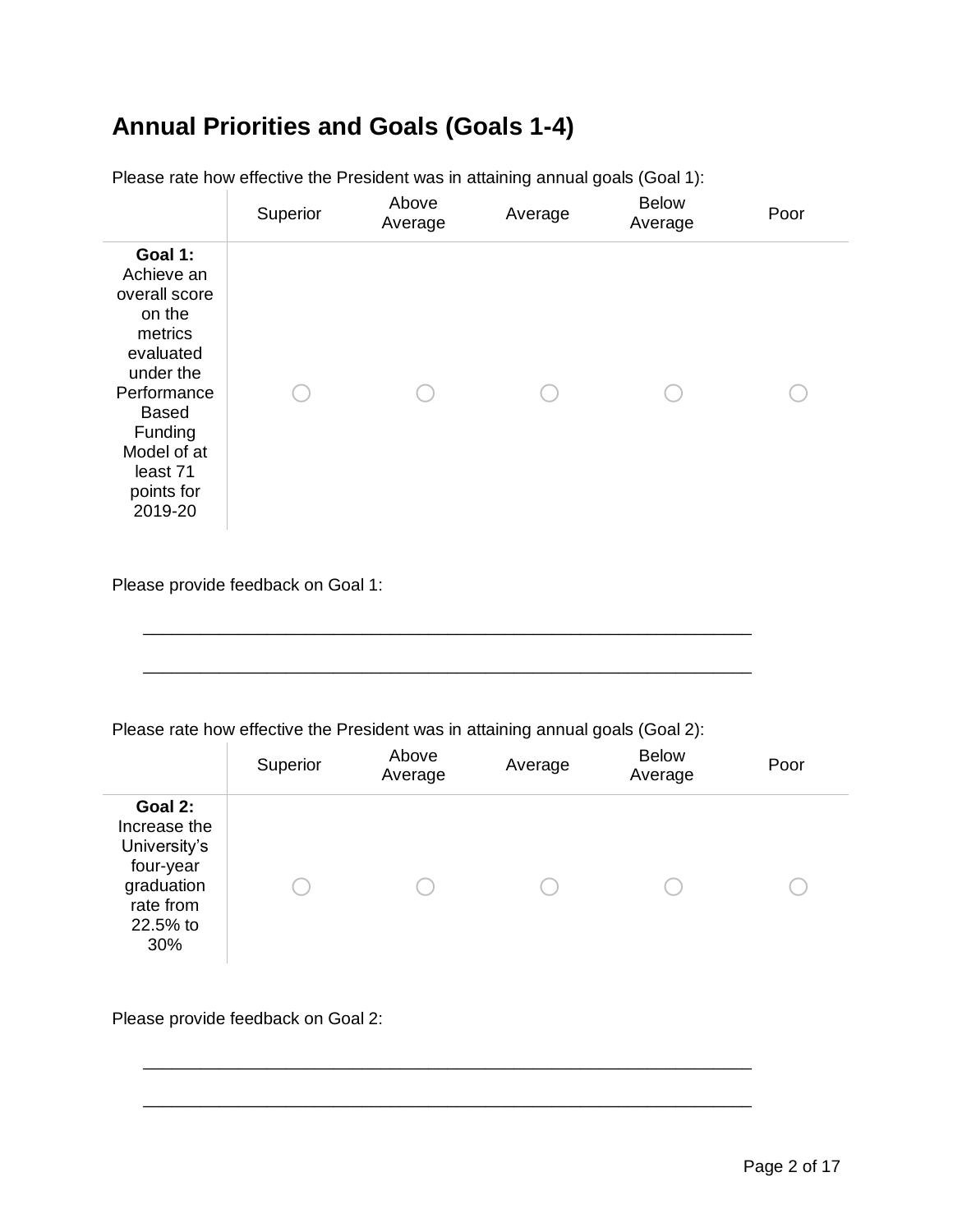# Annual Priorities and Goals (Goals 1-4)

Please rate how effective the President was in attaining annual goals (Goal 1):

| | Superior | Above Average | Average | Below Average | Poor |
|---|---|---|---|---|---|
| **Goal 1:** Achieve an overall score on the metrics evaluated under the Performance Based Funding Model of at least 71 points for 2019-20 | ○ | ○ | ○ | ○ | ○ |

Please provide feedback on Goal 1:

\_\_\_\_\_\_\_\_\_\_\_\_\_\_\_\_\_\_\_\_\_\_\_\_\_\_\_\_\_\_\_\_\_\_\_\_\_\_\_\_\_\_\_\_\_\_\_\_\_\_\_\_\_\_\_\_\_\_\_\_

\_\_\_\_\_\_\_\_\_\_\_\_\_\_\_\_\_\_\_\_\_\_\_\_\_\_\_\_\_\_\_\_\_\_\_\_\_\_\_\_\_\_\_\_\_\_\_\_\_\_\_\_\_\_\_\_\_\_\_\_

Please rate how effective the President was in attaining annual goals (Goal 2):

| | Superior | Above Average | Average | Below Average | Poor |
|---|---|---|---|---|---|
| **Goal 2:** Increase the University's four-year graduation rate from 22.5% to 30% | ○ | ○ | ○ | ○ | ○ |

Please provide feedback on Goal 2:

\_\_\_\_\_\_\_\_\_\_\_\_\_\_\_\_\_\_\_\_\_\_\_\_\_\_\_\_\_\_\_\_\_\_\_\_\_\_\_\_\_\_\_\_\_\_\_\_\_\_\_\_\_\_\_\_\_\_\_\_

\_\_\_\_\_\_\_\_\_\_\_\_\_\_\_\_\_\_\_\_\_\_\_\_\_\_\_\_\_\_\_\_\_\_\_\_\_\_\_\_\_\_\_\_\_\_\_\_\_\_\_\_\_\_\_\_\_\_\_\_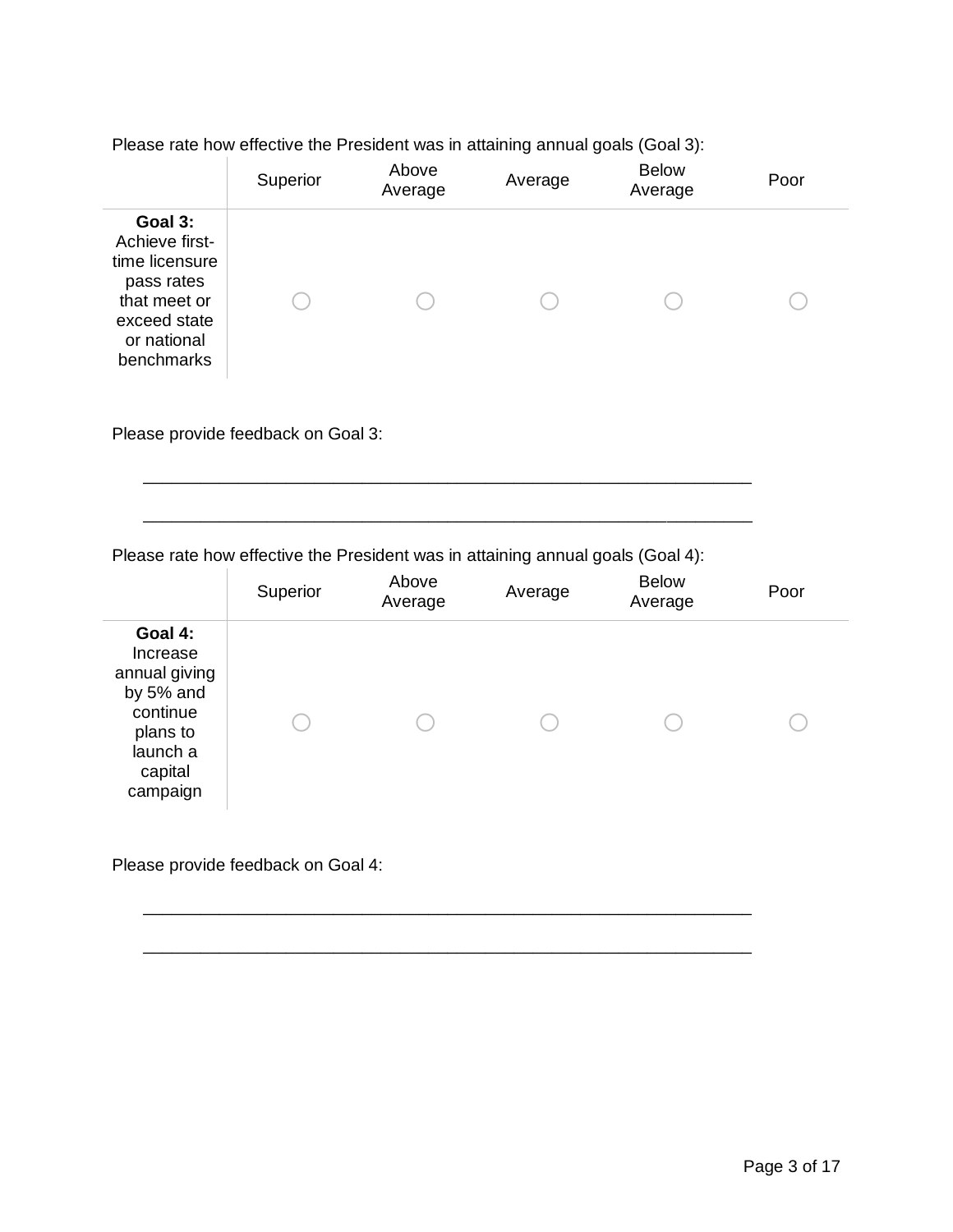Please rate how effective the President was in attaining annual goals (Goal 3):

| | Superior | Above Average | Average | Below Average | Poor |
|---|---|---|---|---|---|
| **Goal 3:** Achieve first-time licensure pass rates that meet or exceed state or national benchmarks | ○ | ○ | ○ | ○ | ○ |

Please provide feedback on Goal 3:

________________________________________________________________

________________________________________________________________

Please rate how effective the President was in attaining annual goals (Goal 4):

| | Superior | Above Average | Average | Below Average | Poor |
|---|---|---|---|---|---|
| **Goal 4:** Increase annual giving by 5% and continue plans to launch a capital campaign | ○ | ○ | ○ | ○ | ○ |

Please provide feedback on Goal 4:

________________________________________________________________

________________________________________________________________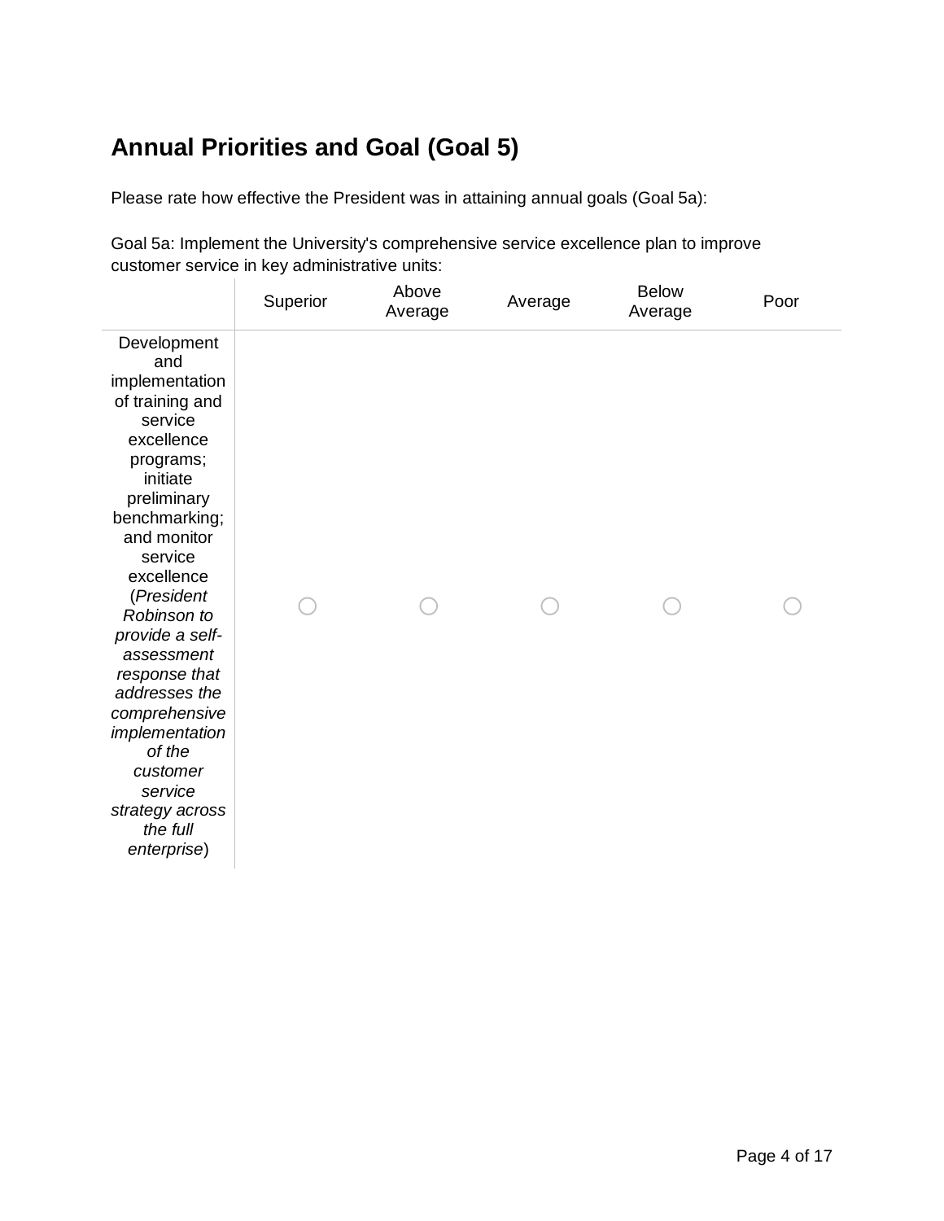## Annual Priorities and Goal (Goal 5)

Please rate how effective the President was in attaining annual goals (Goal 5a):

Goal 5a: Implement the University's comprehensive service excellence plan to improve customer service in key administrative units:

| | Superior | Above Average | Average | Below Average | Poor |
|---|---|---|---|---|---|
| Development and implementation of training and service excellence programs; initiate preliminary benchmarking; and monitor service excellence (*President Robinson to provide a self-assessment response that addresses the comprehensive implementation of the customer service strategy across the full enterprise*) | ○ | ○ | ○ | ○ | ○ |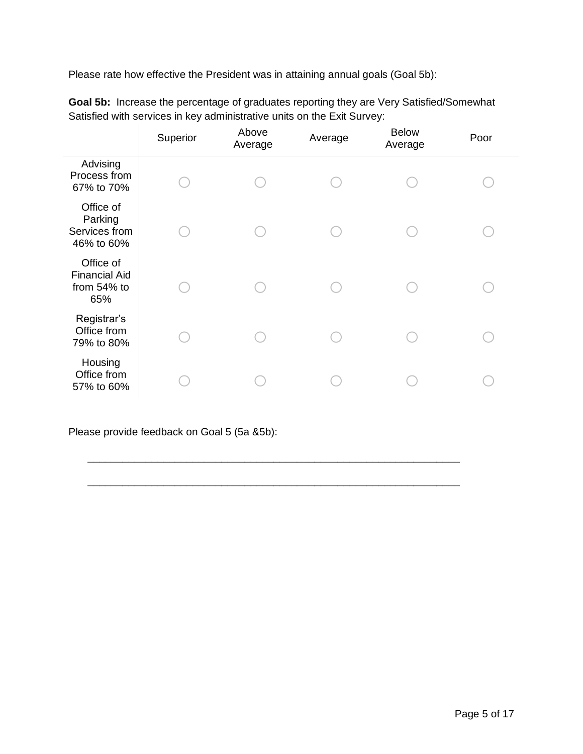Please rate how effective the President was in attaining annual goals (Goal 5b):

**Goal 5b:** Increase the percentage of graduates reporting they are Very Satisfied/Somewhat Satisfied with services in key administrative units on the Exit Survey:

| | Superior | Above Average | Average | Below Average | Poor |
|---|---|---|---|---|---|
| Advising Process from 67% to 70% | ◯ | ◯ | ◯ | ◯ | ◯ |
| Office of Parking Services from 46% to 60% | ◯ | ◯ | ◯ | ◯ | ◯ |
| Office of Financial Aid from 54% to 65% | ◯ | ◯ | ◯ | ◯ | ◯ |
| Registrar's Office from 79% to 80% | ◯ | ◯ | ◯ | ◯ | ◯ |
| Housing Office from 57% to 60% | ◯ | ◯ | ◯ | ◯ | ◯ |

Please provide feedback on Goal 5 (5a &5b):

_______________________________________________________________

_______________________________________________________________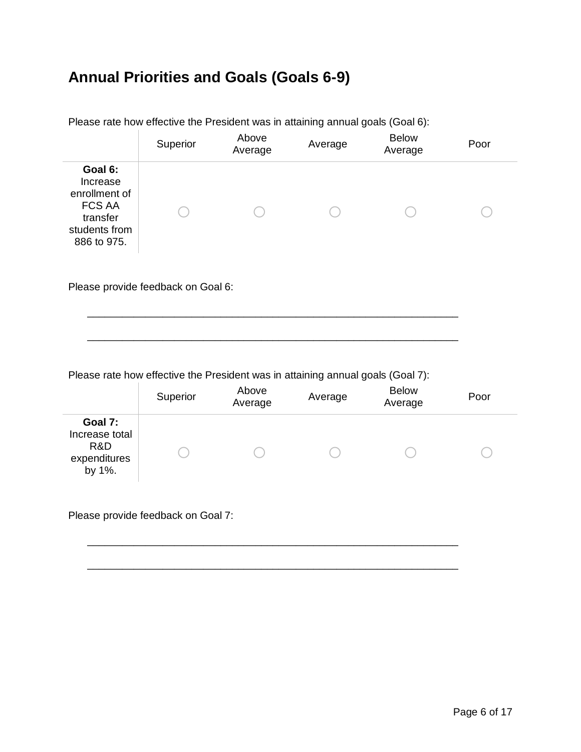## Annual Priorities and Goals (Goals 6-9)

Please rate how effective the President was in attaining annual goals (Goal 6):

| | Superior | Above Average | Average | Below Average | Poor |
|---|---|---|---|---|---|
| **Goal 6:** Increase enrollment of FCS AA transfer students from 886 to 975. | ○ | ○ | ○ | ○ | ○ |

Please provide feedback on Goal 6:

_______________________________________________________________

_______________________________________________________________

Please rate how effective the President was in attaining annual goals (Goal 7):

| | Superior | Above Average | Average | Below Average | Poor |
|---|---|---|---|---|---|
| **Goal 7:** Increase total R&D expenditures by 1%. | ○ | ○ | ○ | ○ | ○ |

Please provide feedback on Goal 7:

_______________________________________________________________

_______________________________________________________________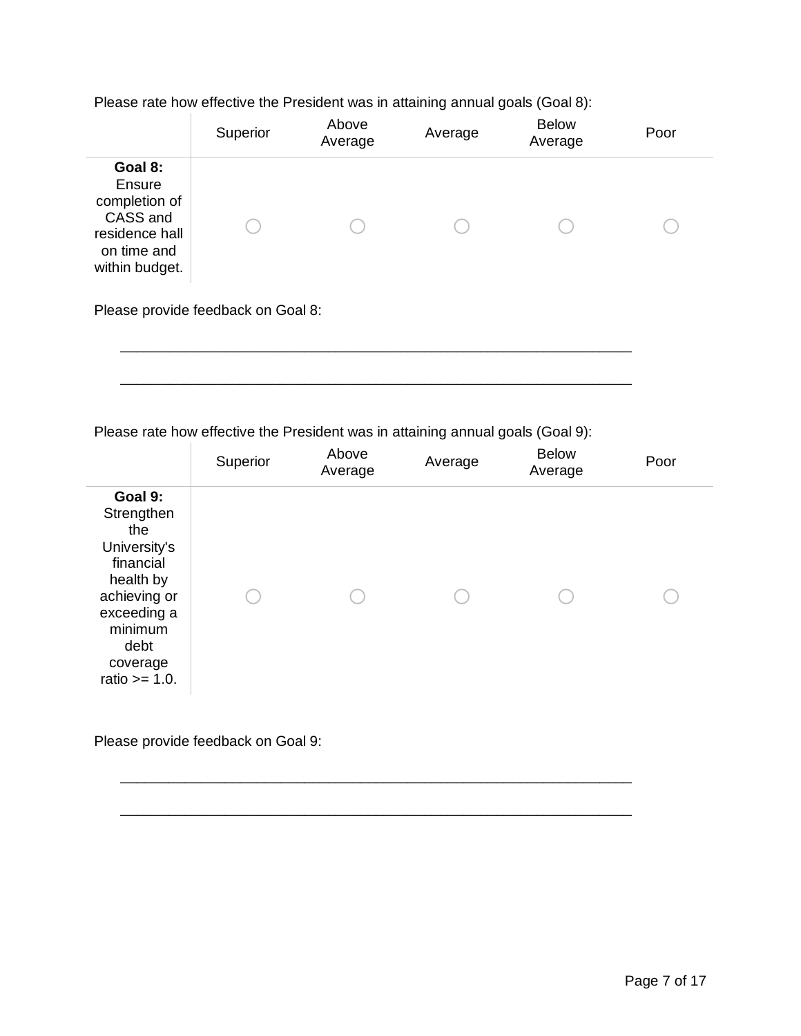Please rate how effective the President was in attaining annual goals (Goal 8):

| | Superior | Above Average | Average | Below Average | Poor |
|---|---|---|---|---|---|
| **Goal 8:** Ensure completion of CASS and residence hall on time and within budget. | ◯ | ◯ | ◯ | ◯ | ◯ |

Please provide feedback on Goal 8:

_______________________________________________________________

_______________________________________________________________

Please rate how effective the President was in attaining annual goals (Goal 9):

| | Superior | Above Average | Average | Below Average | Poor |
|---|---|---|---|---|---|
| **Goal 9:** Strengthen the University's financial health by achieving or exceeding a minimum debt coverage ratio >= 1.0. | ◯ | ◯ | ◯ | ◯ | ◯ |

Please provide feedback on Goal 9:

_______________________________________________________________

_______________________________________________________________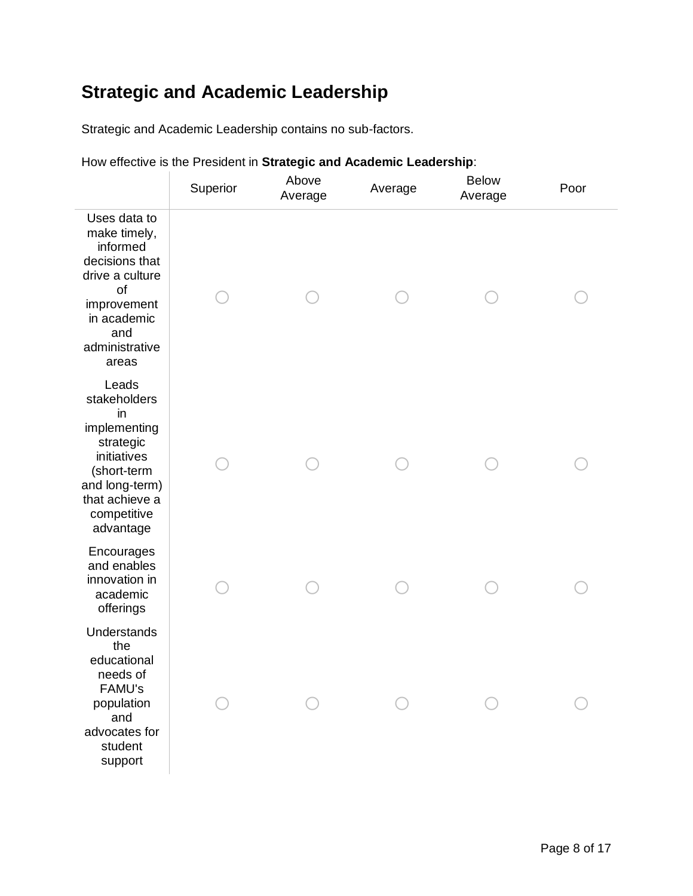## Strategic and Academic Leadership

Strategic and Academic Leadership contains no sub-factors.

How effective is the President in **Strategic and Academic Leadership**:

| | Superior | Above Average | Average | Below Average | Poor |
|---|---|---|---|---|---|
| Uses data to make timely, informed decisions that drive a culture of improvement in academic and administrative areas | ○ | ○ | ○ | ○ | ○ |
| Leads stakeholders in implementing strategic initiatives (short-term and long-term) that achieve a competitive advantage | ○ | ○ | ○ | ○ | ○ |
| Encourages and enables innovation in academic offerings | ○ | ○ | ○ | ○ | ○ |
| Understands the educational needs of FAMU's population and advocates for student support | ○ | ○ | ○ | ○ | ○ |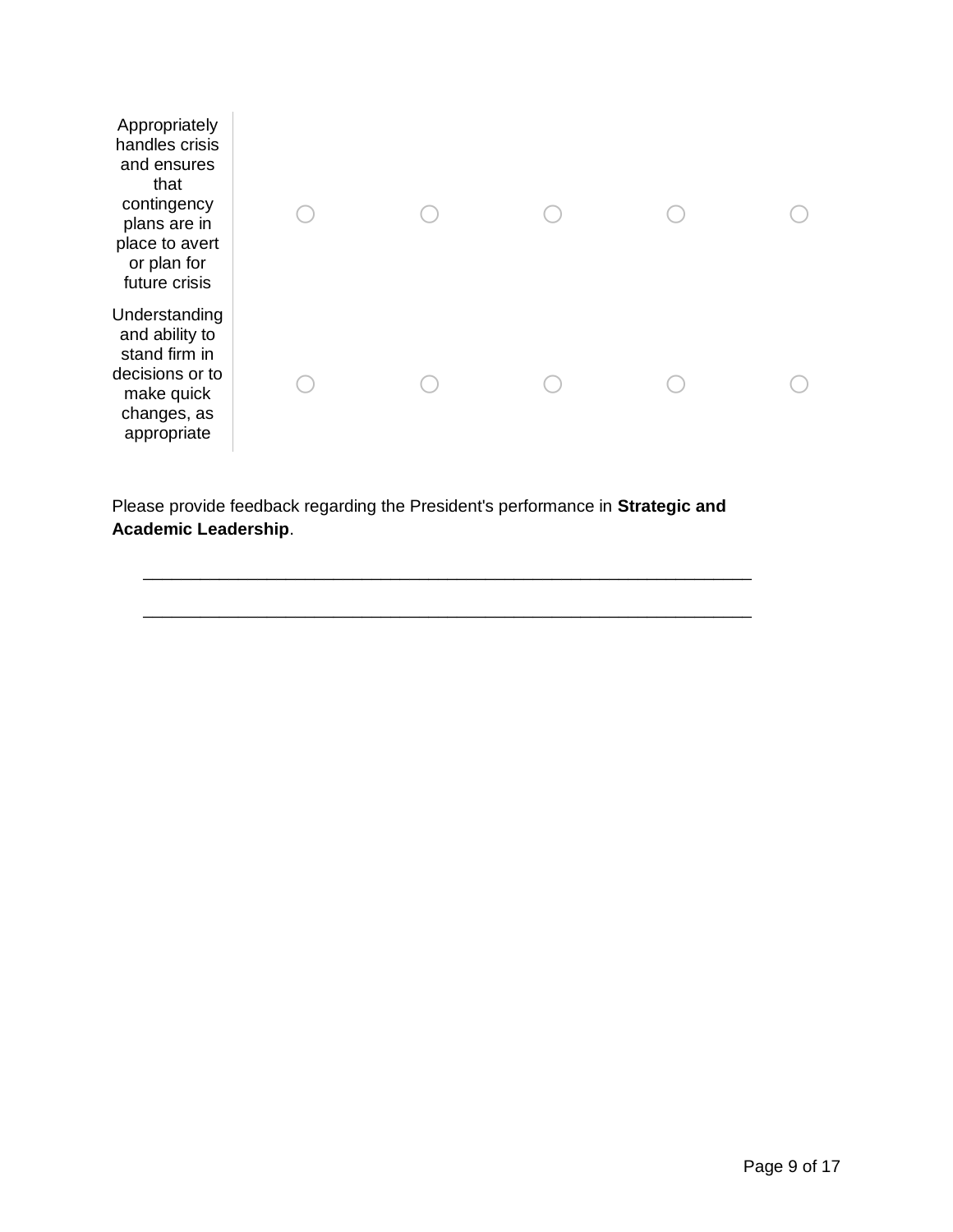| | | | | | |
|---|---|---|---|---|---|
| Appropriately handles crisis and ensures that contingency plans are in place to avert or plan for future crisis | ○ | ○ | ○ | ○ | ○ |
| Understanding and ability to stand firm in decisions or to make quick changes, as appropriate | ○ | ○ | ○ | ○ | ○ |

Please provide feedback regarding the President's performance in **Strategic and Academic Leadership**.

________________________________________________________________

________________________________________________________________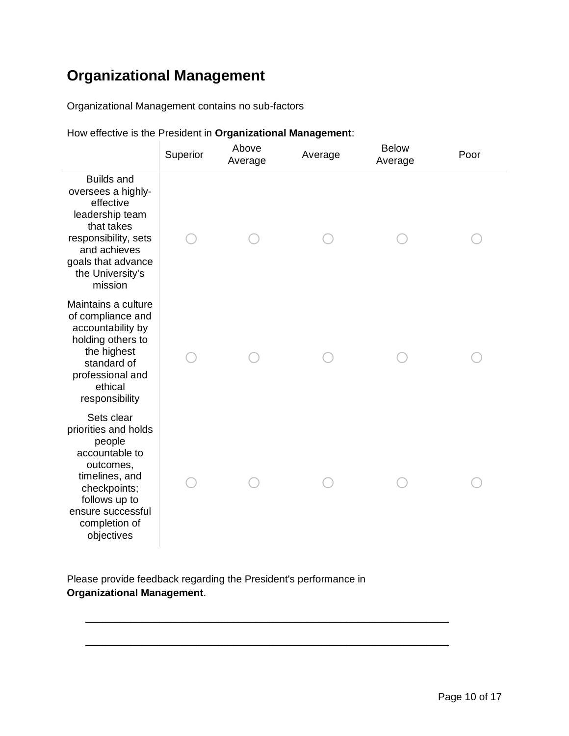## Organizational Management

Organizational Management contains no sub-factors

How effective is the President in **Organizational Management**:

| | Superior | Above Average | Average | Below Average | Poor |
|---|---|---|---|---|---|
| Builds and oversees a highly-effective leadership team that takes responsibility, sets and achieves goals that advance the University's mission | ○ | ○ | ○ | ○ | ○ |
| Maintains a culture of compliance and accountability by holding others to the highest standard of professional and ethical responsibility | ○ | ○ | ○ | ○ | ○ |
| Sets clear priorities and holds people accountable to outcomes, timelines, and checkpoints; follows up to ensure successful completion of objectives | ○ | ○ | ○ | ○ | ○ |

Please provide feedback regarding the President's performance in **Organizational Management**.

________________________________________________________________

________________________________________________________________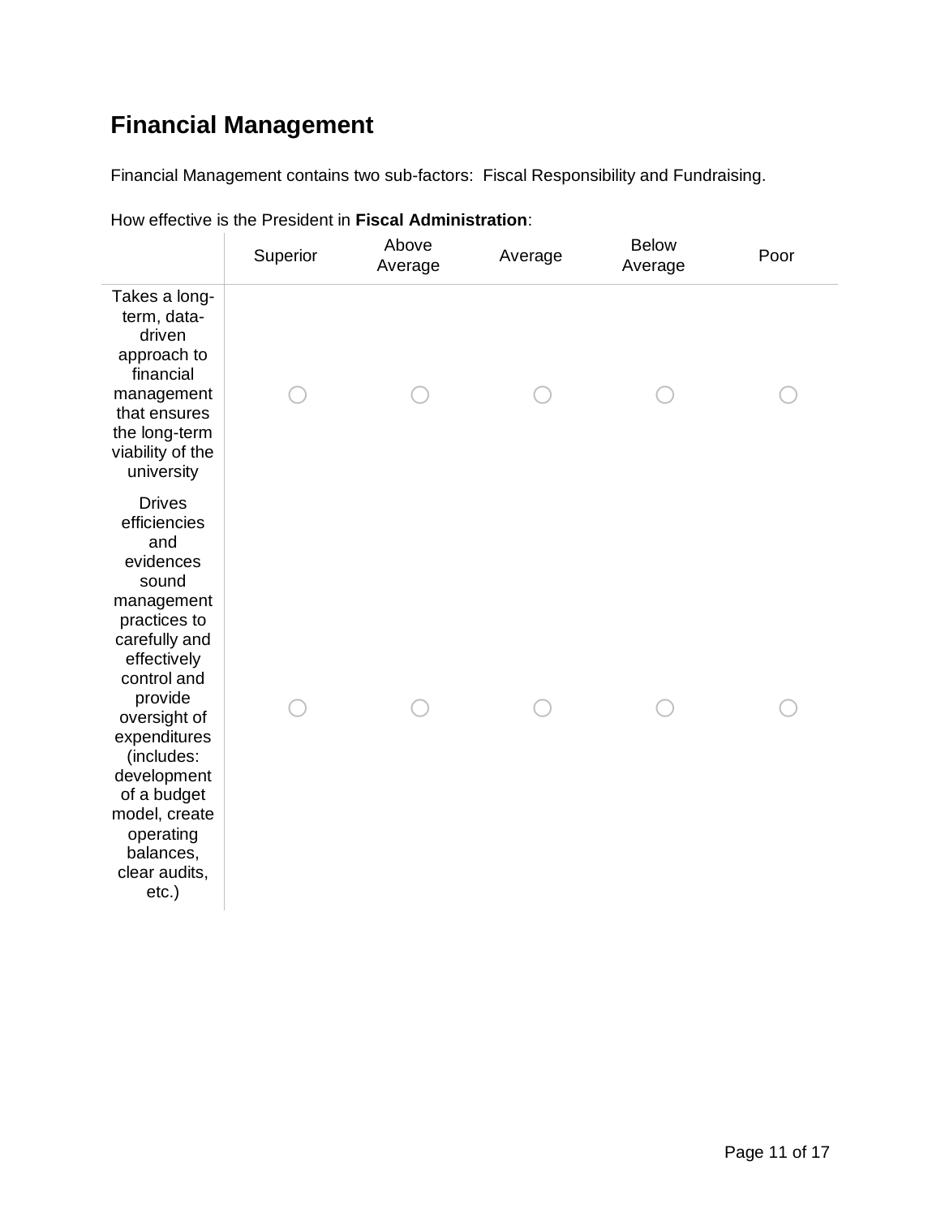## Financial Management

Financial Management contains two sub-factors:  Fiscal Responsibility and Fundraising.

How effective is the President in **Fiscal Administration**:

| | Superior | Above Average | Average | Below Average | Poor |
|---|---|---|---|---|---|
| Takes a long-term, data-driven approach to financial management that ensures the long-term viability of the university | ○ | ○ | ○ | ○ | ○ |
| Drives efficiencies and evidences sound management practices to carefully and effectively control and provide oversight of expenditures (includes: development of a budget model, create operating balances, clear audits, etc.) | ○ | ○ | ○ | ○ | ○ |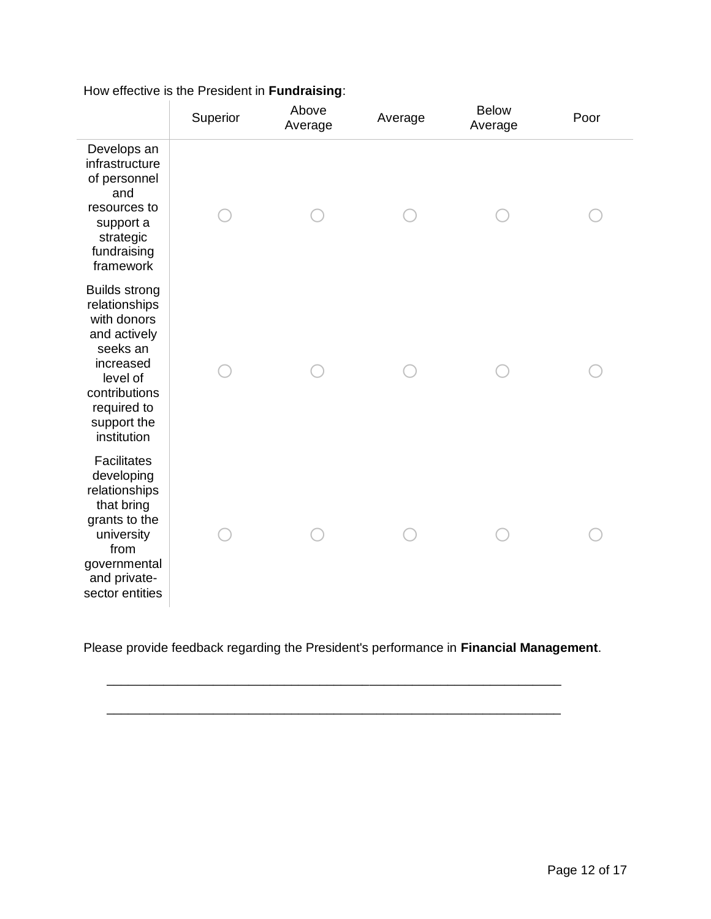How effective is the President in **Fundraising**:

| | Superior | Above Average | Average | Below Average | Poor |
|---|---|---|---|---|---|
| Develops an infrastructure of personnel and resources to support a strategic fundraising framework | ○ | ○ | ○ | ○ | ○ |
| Builds strong relationships with donors and actively seeks an increased level of contributions required to support the institution | ○ | ○ | ○ | ○ | ○ |
| Facilitates developing relationships that bring grants to the university from governmental and private-sector entities | ○ | ○ | ○ | ○ | ○ |

Please provide feedback regarding the President's performance in **Financial Management**.

________________________________________________________________

________________________________________________________________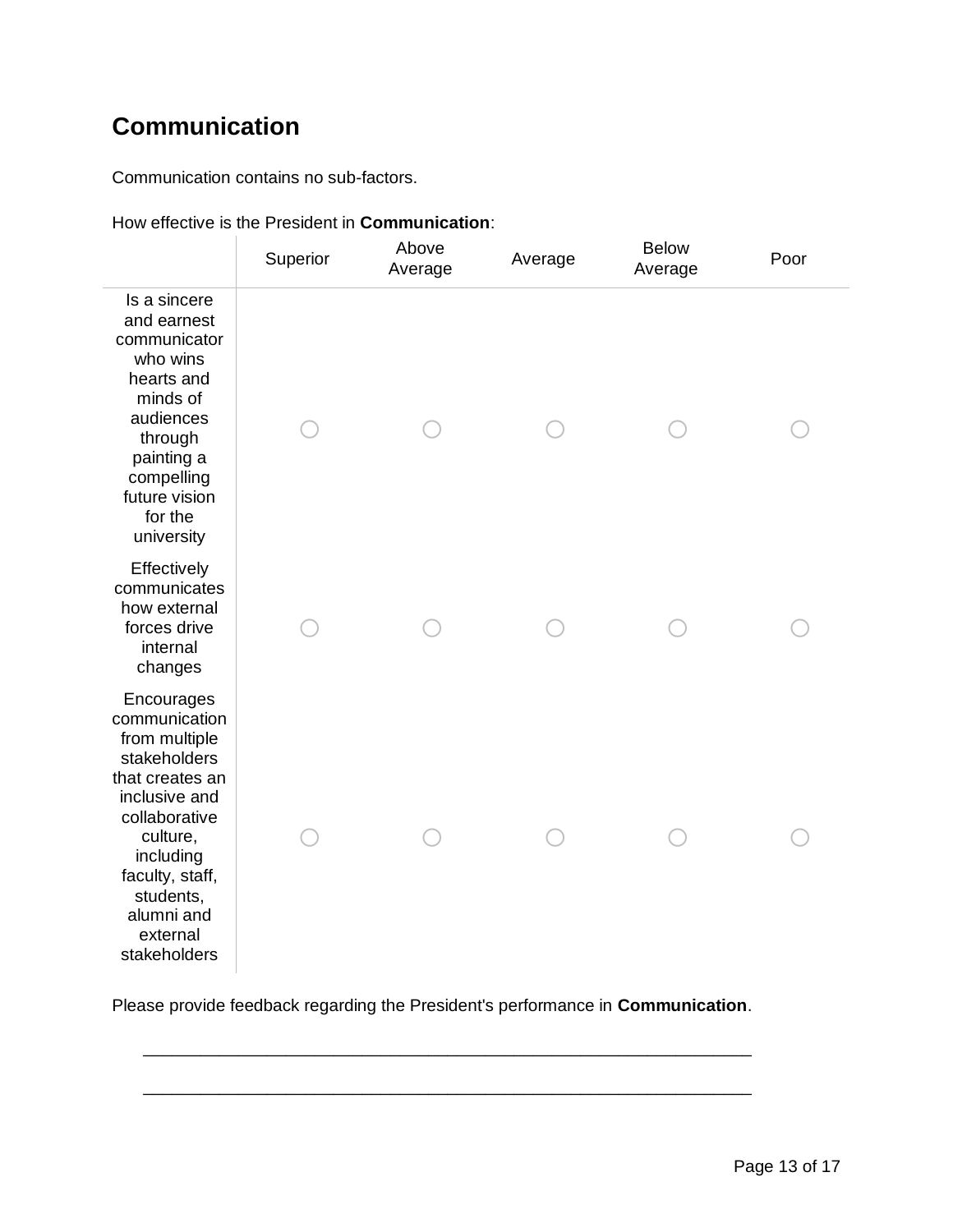## Communication

Communication contains no sub-factors.

How effective is the President in **Communication**:

| | Superior | Above Average | Average | Below Average | Poor |
|---|---|---|---|---|---|
| Is a sincere and earnest communicator who wins hearts and minds of audiences through painting a compelling future vision for the university | ○ | ○ | ○ | ○ | ○ |
| Effectively communicates how external forces drive internal changes | ○ | ○ | ○ | ○ | ○ |
| Encourages communication from multiple stakeholders that creates an inclusive and collaborative culture, including faculty, staff, students, alumni and external stakeholders | ○ | ○ | ○ | ○ | ○ |

Please provide feedback regarding the President's performance in **Communication**.

________________________________________________________________

________________________________________________________________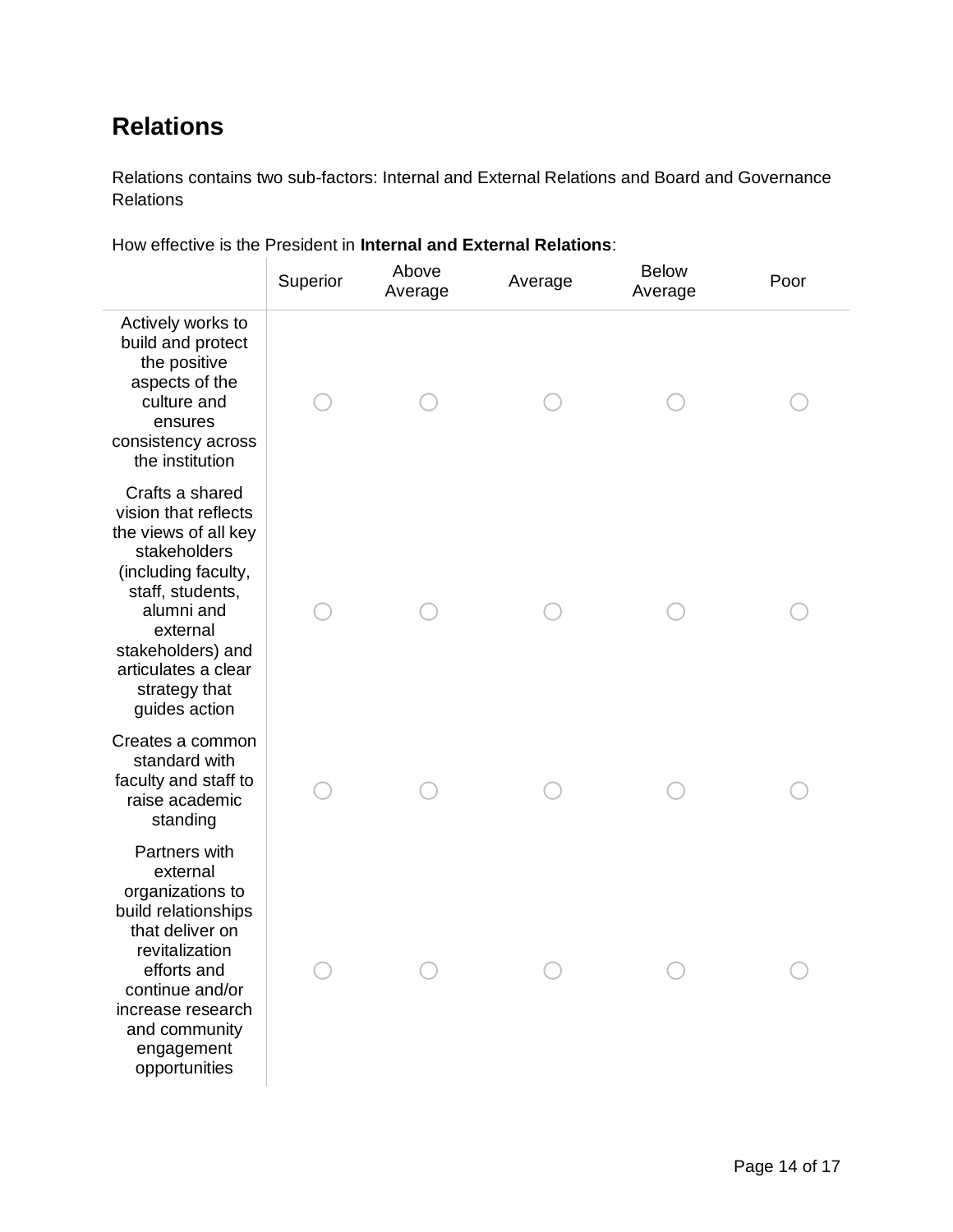## Relations

Relations contains two sub-factors: Internal and External Relations and Board and Governance Relations

How effective is the President in **Internal and External Relations**:

| | Superior | Above Average | Average | Below Average | Poor |
|---|---|---|---|---|---|
| Actively works to build and protect the positive aspects of the culture and ensures consistency across the institution | ○ | ○ | ○ | ○ | ○ |
| Crafts a shared vision that reflects the views of all key stakeholders (including faculty, staff, students, alumni and external stakeholders) and articulates a clear strategy that guides action | ○ | ○ | ○ | ○ | ○ |
| Creates a common standard with faculty and staff to raise academic standing | ○ | ○ | ○ | ○ | ○ |
| Partners with external organizations to build relationships that deliver on revitalization efforts and continue and/or increase research and community engagement opportunities | ○ | ○ | ○ | ○ | ○ |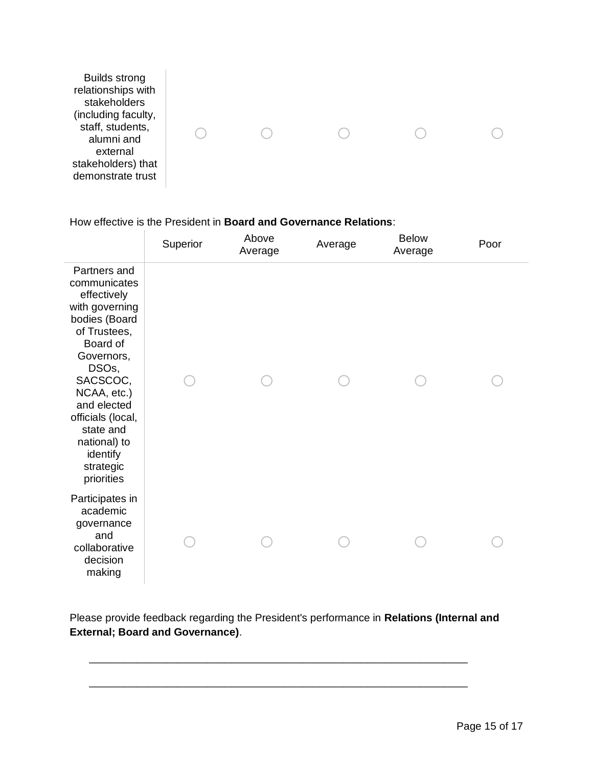| | | | | | |
|---|---|---|---|---|---|
| Builds strong relationships with stakeholders (including faculty, staff, students, alumni and external stakeholders) that demonstrate trust | ○ | ○ | ○ | ○ | ○ |

How effective is the President in **Board and Governance Relations**:

| | Superior | Above Average | Average | Below Average | Poor |
|---|---|---|---|---|---|
| Partners and communicates effectively with governing bodies (Board of Trustees, Board of Governors, DSOs, SACSCOC, NCAA, etc.) and elected officials (local, state and national) to identify strategic priorities | ○ | ○ | ○ | ○ | ○ |
| Participates in academic governance and collaborative decision making | ○ | ○ | ○ | ○ | ○ |

Please provide feedback regarding the President's performance in **Relations (Internal and External; Board and Governance)**.

________________________________________________________________

________________________________________________________________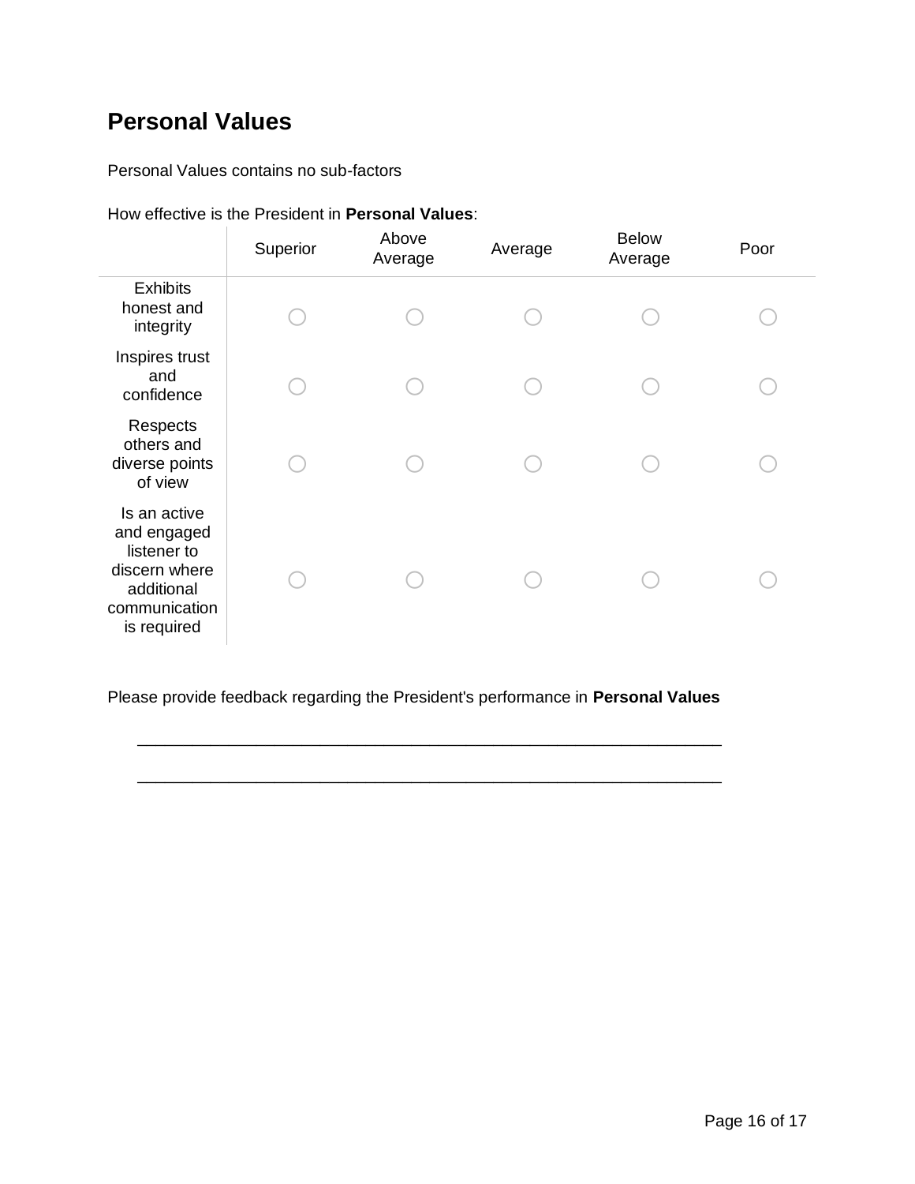## Personal Values

Personal Values contains no sub-factors

How effective is the President in **Personal Values**:

| | Superior | Above Average | Average | Below Average | Poor |
|---|---|---|---|---|---|
| Exhibits honest and integrity | ◯ | ◯ | ◯ | ◯ | ◯ |
| Inspires trust and confidence | ◯ | ◯ | ◯ | ◯ | ◯ |
| Respects others and diverse points of view | ◯ | ◯ | ◯ | ◯ | ◯ |
| Is an active and engaged listener to discern where additional communication is required | ◯ | ◯ | ◯ | ◯ | ◯ |

Please provide feedback regarding the President's performance in **Personal Values**

_______________________________________________________________

_______________________________________________________________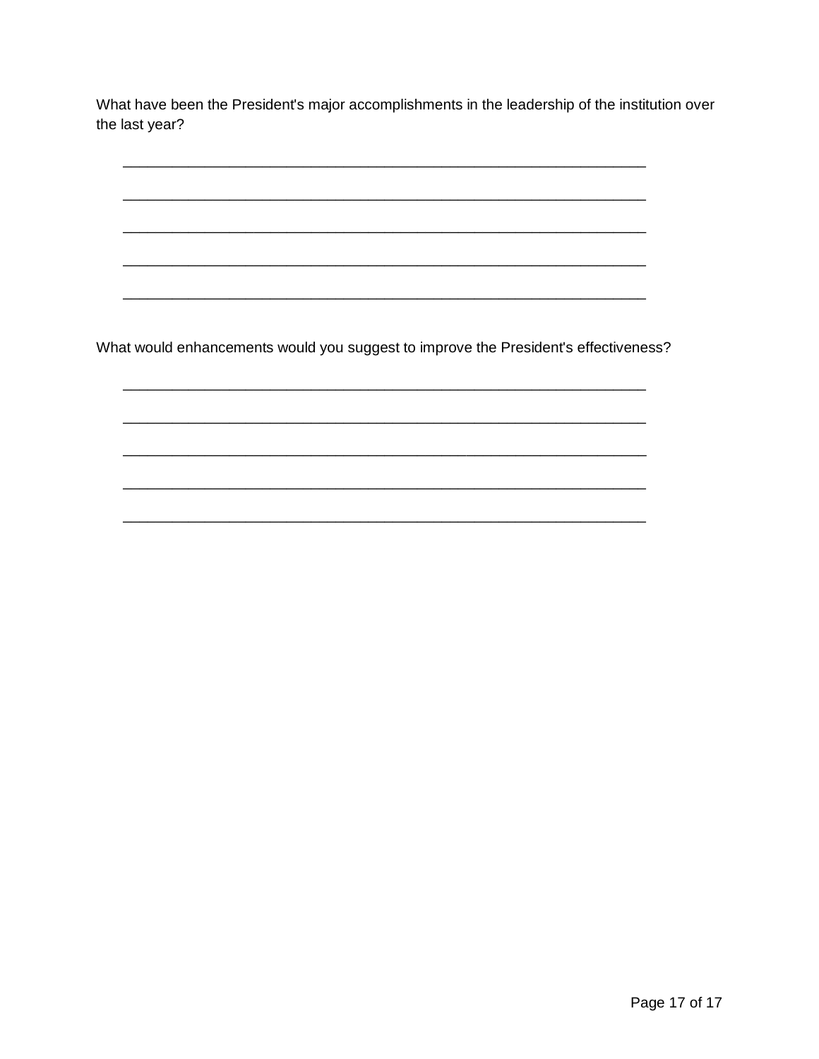What have been the President's major accomplishments in the leadership of the institution over the last year?

_______________________________________________________________

_______________________________________________________________

_______________________________________________________________

_______________________________________________________________

_______________________________________________________________

What would enhancements would you suggest to improve the President's effectiveness?

_______________________________________________________________

_______________________________________________________________

_______________________________________________________________

_______________________________________________________________

_______________________________________________________________